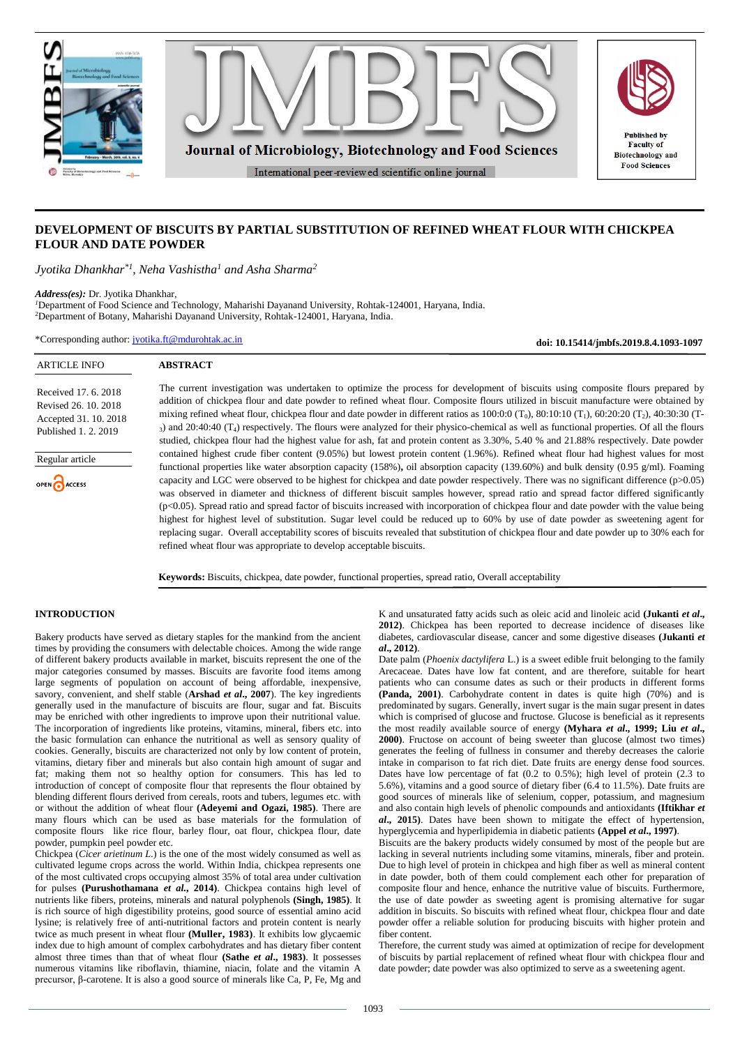# DEVELOPMENT OF BISCUITS BY PARTIAL SUBSTITUTION OF REFINED WHEAT FLOUR WITH CHICKPEA FLOUR AND DATE POWDER

*Jyotika Dhankhar*[*1], *Neha Vashistha*[1] *and Asha Sharma*[2]

***Address(es):*** Dr. Jyotika Dhankhar,
[1]Department of Food Science and Technology, Maharishi Dayanand University, Rohtak-124001, Haryana, India.
[2]Department of Botany, Maharishi Dayanand University, Rohtak-124001, Haryana, India.

*Corresponding author: jyotika.ft@mdurohtak.ac.in

**doi: 10.15414/jmbfs.2019.8.4.1093-1097**

ARTICLE INFO

Received 17. 6. 2018
Revised 26. 10. 2018
Accepted 31. 10. 2018
Published 1. 2. 2019

Regular article

OPEN ACCESS

## ABSTRACT

The current investigation was undertaken to optimize the process for development of biscuits using composite flours prepared by addition of chickpea flour and date powder to refined wheat flour. Composite flours utilized in biscuit manufacture were obtained by mixing refined wheat flour, chickpea flour and date powder in different ratios as 100:0:0 ($T_0$), 80:10:10 ($T_1$), 60:20:20 ($T_2$), 40:30:30 ($T_3$) and 20:40:40 ($T_4$) respectively. The flours were analyzed for their physico-chemical as well as functional properties. Of all the flours studied, chickpea flour had the highest value for ash, fat and protein content as 3.30%, 5.40 % and 21.88% respectively. Date powder contained highest crude fiber content (9.05%) but lowest protein content (1.96%). Refined wheat flour had highest values for most functional properties like water absorption capacity (158%), oil absorption capacity (139.60%) and bulk density (0.95 g/ml). Foaming capacity and LGC were observed to be highest for chickpea and date powder respectively. There was no significant difference ($p>0.05$) was observed in diameter and thickness of different biscuit samples however, spread ratio and spread factor differed significantly ($p<0.05$). Spread ratio and spread factor of biscuits increased with incorporation of chickpea flour and date powder with the value being highest for highest level of substitution. Sugar level could be reduced up to 60% by use of date powder as sweetening agent for replacing sugar. Overall acceptability scores of biscuits revealed that substitution of chickpea flour and date powder up to 30% each for refined wheat flour was appropriate to develop acceptable biscuits.

**Keywords:** Biscuits, chickpea, date powder, functional properties, spread ratio, Overall acceptability

## INTRODUCTION

Bakery products have served as dietary staples for the mankind from the ancient times by providing the consumers with delectable choices. Among the wide range of different bakery products available in market, biscuits represent the one of the major categories consumed by masses. Biscuits are favorite food items among large segments of population on account of being affordable, inexpensive, savory, convenient, and shelf stable (**Arshad *et al.*, 2007**). The key ingredients generally used in the manufacture of biscuits are flour, sugar and fat. Biscuits may be enriched with other ingredients to improve upon their nutritional value. The incorporation of ingredients like proteins, vitamins, mineral, fibers etc. into the basic formulation can enhance the nutritional as well as sensory quality of cookies. Generally, biscuits are characterized not only by low content of protein, vitamins, dietary fiber and minerals but also contain high amount of sugar and fat; making them not so healthy option for consumers. This has led to introduction of concept of composite flour that represents the flour obtained by blending different flours derived from cereals, roots and tubers, legumes etc. with or without the addition of wheat flour (**Adeyemi and Ogazi, 1985**). There are many flours which can be used as base materials for the formulation of composite flours like rice flour, barley flour, oat flour, chickpea flour, date powder, pumpkin peel powder etc.

Chickpea (*Cicer arietinum L.*) is the one of the most widely consumed as well as cultivated legume crops across the world. Within India, chickpea represents one of the most cultivated crops occupying almost 35% of total area under cultivation for pulses (**Purushothamana *et al.*, 2014**). Chickpea contains high level of nutrients like fibers, proteins, minerals and natural polyphenols (**Singh, 1985**). It is rich source of high digestibility proteins, good source of essential amino acid lysine; is relatively free of anti-nutritional factors and protein content is nearly twice as much present in wheat flour (**Muller, 1983**). It exhibits low glycaemic index due to high amount of complex carbohydrates and has dietary fiber content almost three times than that of wheat flour (**Sathe *et al.*, 1983**). It possesses numerous vitamins like riboflavin, thiamine, niacin, folate and the vitamin A precursor, β-carotene. It is also a good source of minerals like Ca, P, Fe, Mg and K and unsaturated fatty acids such as oleic acid and linoleic acid (**Jukanti *et al.*, 2012**). Chickpea has been reported to decrease incidence of diseases like diabetes, cardiovascular disease, cancer and some digestive diseases (**Jukanti *et al.*, 2012**).

Date palm (*Phoenix dactylifera* L.) is a sweet edible fruit belonging to the family Arecaceae. Dates have low fat content, and are therefore, suitable for heart patients who can consume dates as such or their products in different forms (**Panda, 2001**). Carbohydrate content in dates is quite high (70%) and is predominated by sugars. Generally, invert sugar is the main sugar present in dates which is comprised of glucose and fructose. Glucose is beneficial as it represents the most readily available source of energy (**Myhara *et al.*, 1999; Liu *et al.*, 2000**). Fructose on account of being sweeter than glucose (almost two times) generates the feeling of fullness in consumer and thereby decreases the calorie intake in comparison to fat rich diet. Date fruits are energy dense food sources. Dates have low percentage of fat (0.2 to 0.5%); high level of protein (2.3 to 5.6%), vitamins and a good source of dietary fiber (6.4 to 11.5%). Date fruits are good sources of minerals like of selenium, copper, potassium, and magnesium and also contain high levels of phenolic compounds and antioxidants (**Iftikhar *et al.*, 2015**). Dates have been shown to mitigate the effect of hypertension, hyperglycemia and hyperlipidemia in diabetic patients (**Appel *et al.*, 1997**).

Biscuits are the bakery products widely consumed by most of the people but are lacking in several nutrients including some vitamins, minerals, fiber and protein. Due to high level of protein in chickpea and high fiber as well as mineral content in date powder, both of them could complement each other for preparation of composite flour and hence, enhance the nutritive value of biscuits. Furthermore, the use of date powder as sweeting agent is promising alternative for sugar addition in biscuits. So biscuits with refined wheat flour, chickpea flour and date powder offer a reliable solution for producing biscuits with higher protein and fiber content.

Therefore, the current study was aimed at optimization of recipe for development of biscuits by partial replacement of refined wheat flour with chickpea flour and date powder; date powder was also optimized to serve as a sweetening agent.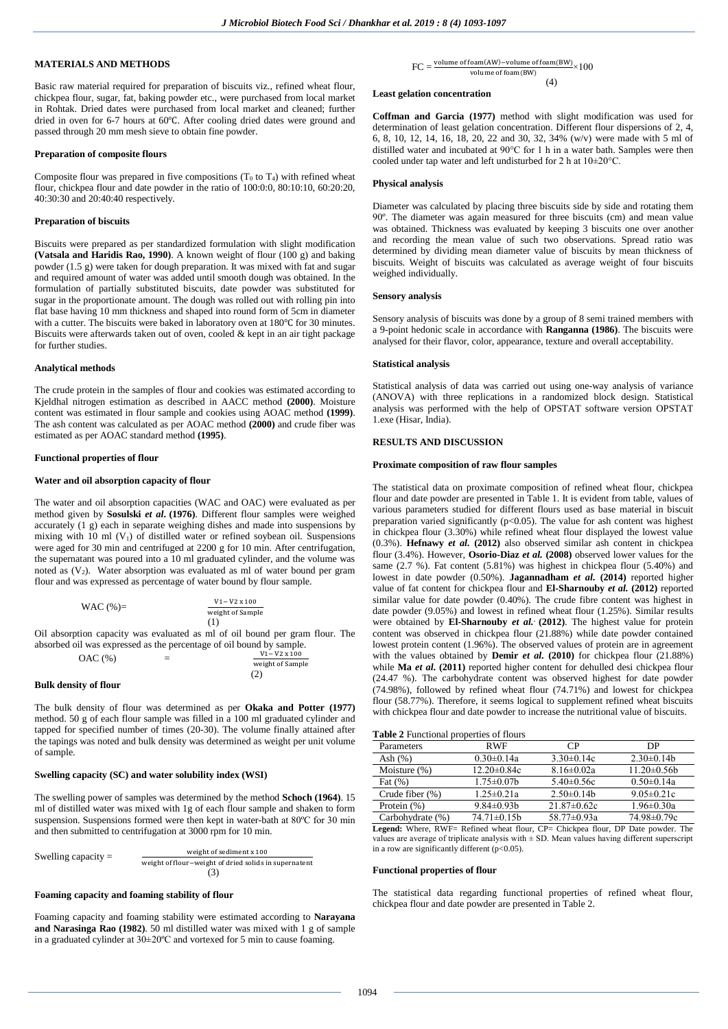## MATERIALS AND METHODS

Basic raw material required for preparation of biscuits viz., refined wheat flour, chickpea flour, sugar, fat, baking powder etc., were purchased from local market in Rohtak. Dried dates were purchased from local market and cleaned; further dried in oven for 6-7 hours at 60°C. After cooling dried dates were ground and passed through 20 mm mesh sieve to obtain fine powder.

### Preparation of composite flours

Composite flour was prepared in five compositions ($T_0$ to $T_4$) with refined wheat flour, chickpea flour and date powder in the ratio of 100:0:0, 80:10:10, 60:20:20, 40:30:30 and 20:40:40 respectively.

### Preparation of biscuits

Biscuits were prepared as per standardized formulation with slight modification **(Vatsala and Haridis Rao, 1990)**. A known weight of flour (100 g) and baking powder (1.5 g) were taken for dough preparation. It was mixed with fat and sugar and required amount of water was added until smooth dough was obtained. In the formulation of partially substituted biscuits, date powder was substituted for sugar in the proportionate amount. The dough was rolled out with rolling pin into flat base having 10 mm thickness and shaped into round form of 5cm in diameter with a cutter. The biscuits were baked in laboratory oven at 180°C for 30 minutes. Biscuits were afterwards taken out of oven, cooled & kept in an air tight package for further studies.

### Analytical methods

The crude protein in the samples of flour and cookies was estimated according to Kjeldhal nitrogen estimation as described in AACC method **(2000)**. Moisture content was estimated in flour sample and cookies using AOAC method **(1999)**. The ash content was calculated as per AOAC method **(2000)** and crude fiber was estimated as per AOAC standard method **(1995)**.

### Functional properties of flour

### Water and oil absorption capacity of flour

The water and oil absorption capacities (WAC and OAC) were evaluated as per method given by **Sosulski *et al*. (1976)**. Different flour samples were weighed accurately (1 g) each in separate weighing dishes and made into suspensions by mixing with 10 ml ($V_1$) of distilled water or refined soybean oil. Suspensions were aged for 30 min and centrifuged at 2200 g for 10 min. After centrifugation, the supernatant was poured into a 10 ml graduated cylinder, and the volume was noted as ($V_2$). Water absorption was evaluated as ml of water bound per gram flour and was expressed as percentage of water bound by flour sample.

$$\text{WAC (\%)} = \frac{V1 - V2 \times 100}{\text{weight of Sample}} \quad (1)$$

Oil absorption capacity was evaluated as ml of oil bound per gram flour. The absorbed oil was expressed as the percentage of oil bound by sample.

$$\text{OAC (\%)} = \frac{V1 - V2 \times 100}{\text{weight of Sample}} \quad (2)$$

### Bulk density of flour

The bulk density of flour was determined as per **Okaka and Potter (1977)** method. 50 g of each flour sample was filled in a 100 ml graduated cylinder and tapped for specified number of times (20-30). The volume finally attained after the tapings was noted and bulk density was determined as weight per unit volume of sample.

### Swelling capacity (SC) and water solubility index (WSI)

The swelling power of samples was determined by the method **Schoch (1964)**. 15 ml of distilled water was mixed with 1g of each flour sample and shaken to form suspension. Suspensions formed were then kept in water-bath at 80ºC for 30 min and then submitted to centrifugation at 3000 rpm for 10 min.

$$\text{Swelling capacity} = \frac{\text{weight of sediment x 100}}{\text{weight of flour} - \text{weight of dried solids in supernatent}} \quad (3)$$

### Foaming capacity and foaming stability of flour

Foaming capacity and foaming stability were estimated according to **Narayana and Narasinga Rao (1982)**. 50 ml distilled water was mixed with 1 g of sample in a graduated cylinder at 30±20ºC and vortexed for 5 min to cause foaming.

$$\text{FC} = \frac{\text{volume of foam(AW)} - \text{volume of foam(BW)}}{\text{volume of foam (BW)}} \times 100 \quad (4)$$

### Least gelation concentration

**Coffman and Garcia (1977)** method with slight modification was used for determination of least gelation concentration. Different flour dispersions of 2, 4, 6, 8, 10, 12, 14, 16, 18, 20, 22 and 30, 32, 34% (w/v) were made with 5 ml of distilled water and incubated at 90°C for 1 h in a water bath. Samples were then cooled under tap water and left undisturbed for 2 h at 10±20°C.

### Physical analysis

Diameter was calculated by placing three biscuits side by side and rotating them 90º. The diameter was again measured for three biscuits (cm) and mean value was obtained. Thickness was evaluated by keeping 3 biscuits one over another and recording the mean value of such two observations. Spread ratio was determined by dividing mean diameter value of biscuits by mean thickness of biscuits. Weight of biscuits was calculated as average weight of four biscuits weighed individually.

### Sensory analysis

Sensory analysis of biscuits was done by a group of 8 semi trained members with a 9-point hedonic scale in accordance with **Ranganna (1986)**. The biscuits were analysed for their flavor, color, appearance, texture and overall acceptability.

### Statistical analysis

Statistical analysis of data was carried out using one-way analysis of variance (ANOVA) with three replications in a randomized block design. Statistical analysis was performed with the help of OPSTAT software version OPSTAT 1.exe (Hisar, India).

## RESULTS AND DISCUSSION

### Proximate composition of raw flour samples

The statistical data on proximate composition of refined wheat flour, chickpea flour and date powder are presented in Table 1. It is evident from table, values of various parameters studied for different flours used as base material in biscuit preparation varied significantly ($p<0.05$). The value for ash content was highest in chickpea flour (3.30%) while refined wheat flour displayed the lowest value (0.3%). **Hefnawy *et al*. (2012)** also observed similar ash content in chickpea flour (3.4%). However, **Osorio-Diaz *et al.* (2008)** observed lower values for the same (2.7 %). Fat content (5.81%) was highest in chickpea flour (5.40%) and lowest in date powder (0.50%). **Jagannadham *et al*. (2014)** reported higher value of fat content for chickpea flour and **El-Sharnouby *et al.* (2012)** reported similar value for date powder (0.40%). The crude fibre content was highest in date powder (9.05%) and lowest in refined wheat flour (1.25%). Similar results were obtained by **El-Sharnouby *et al.* (2012)**. The highest value for protein content was observed in chickpea flour (21.88%) while date powder contained lowest protein content (1.96%). The observed values of protein are in agreement with the values obtained by **Demir *et al.* (2010)** for chickpea flour (21.88%) while **Ma *et al.* (2011)** reported higher content for dehulled desi chickpea flour (24.47 %). The carbohydrate content was observed highest for date powder (74.98%), followed by refined wheat flour (74.71%) and lowest for chickpea flour (58.77%). Therefore, it seems logical to supplement refined wheat biscuits with chickpea flour and date powder to increase the nutritional value of biscuits.

**Table 2** Functional properties of flours

| Parameters | RWF | CP | DP |
|---|---|---|---|
| Ash (%) | 0.30±0.14a | 3.30±0.14c | 2.30±0.14b |
| Moisture (%) | 12.20±0.84c | 8.16±0.02a | 11.20±0.56b |
| Fat (%) | 1.75±0.07b | 5.40±0.56c | 0.50±0.14a |
| Crude fiber (%) | 1.25±0.21a | 2.50±0.14b | 9.05±0.21c |
| Protein (%) | 9.84±0.93b | 21.87±0.62c | 1.96±0.30a |
| Carbohydrate (%) | 74.71±0.15b | 58.77±0.93a | 74.98±0.79c |

**Legend:** Where, RWF= Refined wheat flour, CP= Chickpea flour, DP Date powder. The values are average of triplicate analysis with ± SD. Mean values having different superscript in a row are significantly different ($p<0.05$).

### Functional properties of flour

The statistical data regarding functional properties of refined wheat flour, chickpea flour and date powder are presented in Table 2.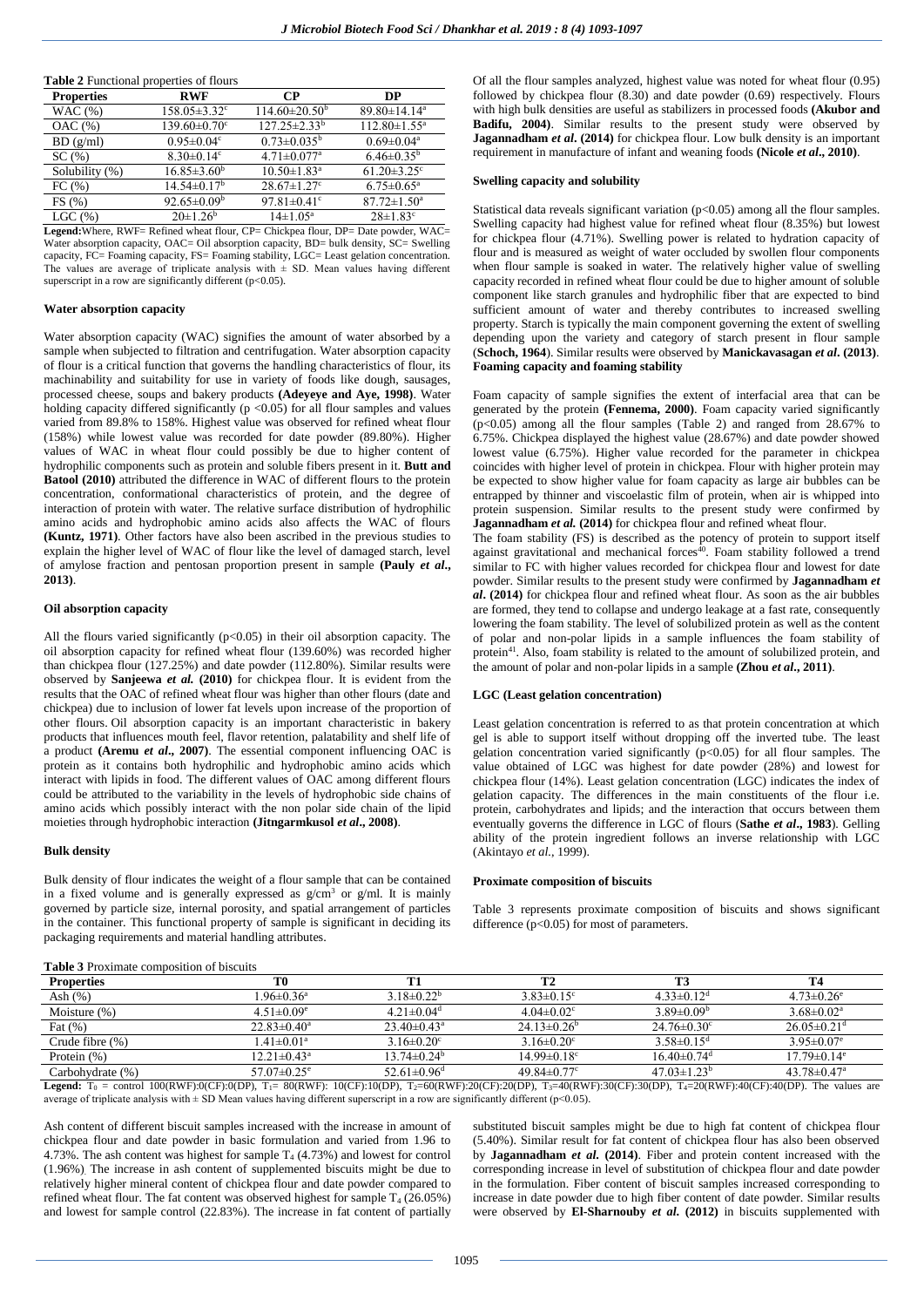**Table 2** Functional properties of flours

| Properties | RWF | CP | DP |
|---|---|---|---|
| WAC (%) | 158.05±3.32$^c$ | 114.60±20.50$^b$ | 89.80±14.14$^a$ |
| OAC (%) | 139.60±0.70$^c$ | 127.25±2.33$^b$ | 112.80±1.55$^a$ |
| BD (g/ml) | 0.95±0.04$^c$ | 0.73±0.035$^b$ | 0.69±0.04$^a$ |
| SC (%) | 8.30±0.14$^c$ | 4.71±0.077$^a$ | 6.46±0.35$^b$ |
| Solubility (%) | 16.85±3.60$^b$ | 10.50±1.83$^a$ | 61.20±3.25$^c$ |
| FC (%) | 14.54±0.17$^b$ | 28.67±1.27$^c$ | 6.75±0.65$^a$ |
| FS (%) | 92.65±0.09$^b$ | 97.81±0.41$^c$ | 87.72±1.50$^a$ |
| LGC (%) | 20±1.26$^b$ | 14±1.05$^a$ | 28±1.83$^c$ |

**Legend:** Where, RWF= Refined wheat flour, CP= Chickpea flour, DP= Date powder, WAC= Water absorption capacity, OAC= Oil absorption capacity, BD= bulk density, SC= Swelling capacity, FC= Foaming capacity, FS= Foaming stability, LGC= Least gelation concentration. The values are average of triplicate analysis with ± SD. Mean values having different superscript in a row are significantly different ($p<0.05$).

#### Water absorption capacity

Water absorption capacity (WAC) signifies the amount of water absorbed by a sample when subjected to filtration and centrifugation. Water absorption capacity of flour is a critical function that governs the handling characteristics of flour, its machinability and suitability for use in variety of foods like dough, sausages, processed cheese, soups and bakery products **(Adeyeye and Aye, 1998)**. Water holding capacity differed significantly ($p <0.05$) for all flour samples and values varied from 89.8% to 158%. Highest value was observed for refined wheat flour (158%) while lowest value was recorded for date powder (89.80%). Higher values of WAC in wheat flour could possibly be due to higher content of hydrophilic components such as protein and soluble fibers present in it. **Butt and Batool (2010)** attributed the difference in WAC of different flours to the protein concentration, conformational characteristics of protein, and the degree of interaction of protein with water. The relative surface distribution of hydrophilic amino acids and hydrophobic amino acids also affects the WAC of flours **(Kuntz, 1971)**. Other factors have also been ascribed in the previous studies to explain the higher level of WAC of flour like the level of damaged starch, level of amylose fraction and pentosan proportion present in sample **(Pauly *et al.*, 2013)**.

#### Oil absorption capacity

All the flours varied significantly ($p<0.05$) in their oil absorption capacity. The oil absorption capacity for refined wheat flour (139.60%) was recorded higher than chickpea flour (127.25%) and date powder (112.80%). Similar results were observed by **Sanjeewa *et al.* (2010)** for chickpea flour. It is evident from the results that the OAC of refined wheat flour was higher than other flours (date and chickpea) due to inclusion of lower fat levels upon increase of the proportion of other flours. Oil absorption capacity is an important characteristic in bakery products that influences mouth feel, flavor retention, palatability and shelf life of a product **(Aremu *et al.*, 2007)**. The essential component influencing OAC is protein as it contains both hydrophilic and hydrophobic amino acids which interact with lipids in food. The different values of OAC among different flours could be attributed to the variability in the levels of hydrophobic side chains of amino acids which possibly interact with the non polar side chain of the lipid moieties through hydrophobic interaction **(Jitngarmkusol *et al.*, 2008)**.

#### Bulk density

Bulk density of flour indicates the weight of a flour sample that can be contained in a fixed volume and is generally expressed as g/cm$^3$ or g/ml. It is mainly governed by particle size, internal porosity, and spatial arrangement of particles in the container. This functional property of sample is significant in deciding its packaging requirements and material handling attributes.

Of all the flour samples analyzed, highest value was noted for wheat flour (0.95) followed by chickpea flour (8.30) and date powder (0.69) respectively. Flours with high bulk densities are useful as stabilizers in processed foods **(Akubor and Badifu, 2004)**. Similar results to the present study were observed by **Jagannadham *et al.* (2014)** for chickpea flour. Low bulk density is an important requirement in manufacture of infant and weaning foods **(Nicole *et al.*, 2010)**.

#### Swelling capacity and solubility

Statistical data reveals significant variation ($p<0.05$) among all the flour samples. Swelling capacity had highest value for refined wheat flour (8.35%) but lowest for chickpea flour (4.71%). Swelling power is related to hydration capacity of flour and is measured as weight of water occluded by swollen flour components when flour sample is soaked in water. The relatively higher value of swelling capacity recorded in refined wheat flour could be due to higher amount of soluble component like starch granules and hydrophilic fiber that are expected to bind sufficient amount of water and thereby contributes to increased swelling property. Starch is typically the main component governing the extent of swelling depending upon the variety and category of starch present in flour sample (**Schoch, 1964**). Similar results were observed by **Manickavasagan *et al.* (2013)**.

#### Foaming capacity and foaming stability

Foam capacity of sample signifies the extent of interfacial area that can be generated by the protein **(Fennema, 2000)**. Foam capacity varied significantly ($p<0.05$) among all the flour samples (Table 2) and ranged from 28.67% to 6.75%. Chickpea displayed the highest value (28.67%) and date powder showed lowest value (6.75%). Higher value recorded for the parameter in chickpea coincides with higher level of protein in chickpea. Flour with higher protein may be expected to show higher value for foam capacity as large air bubbles can be entrapped by thinner and viscoelastic film of protein, when air is whipped into protein suspension. Similar results to the present study were confirmed by **Jagannadham *et al.* (2014)** for chickpea flour and refined wheat flour.

The foam stability (FS) is described as the potency of protein to support itself against gravitational and mechanical forces[40]. Foam stability followed a trend similar to FC with higher values recorded for chickpea flour and lowest for date powder. Similar results to the present study were confirmed by **Jagannadham *et al.* (2014)** for chickpea flour and refined wheat flour. As soon as the air bubbles are formed, they tend to collapse and undergo leakage at a fast rate, consequently lowering the foam stability. The level of solubilized protein as well as the content of polar and non-polar lipids in a sample influences the foam stability of protein[41]. Also, foam stability is related to the amount of solubilized protein, and the amount of polar and non-polar lipids in a sample **(Zhou *et al.*, 2011)**.

#### LGC (Least gelation concentration)

Least gelation concentration is referred to as that protein concentration at which gel is able to support itself without dropping off the inverted tube. The least gelation concentration varied significantly ($p<0.05$) for all flour samples. The value obtained of LGC was highest for date powder (28%) and lowest for chickpea flour (14%). Least gelation concentration (LGC) indicates the index of gelation capacity. The differences in the main constituents of the flour i.e. protein, carbohydrates and lipids; and the interaction that occurs between them eventually governs the difference in LGC of flours (**Sathe *et al.*, 1983**). Gelling ability of the protein ingredient follows an inverse relationship with LGC (Akintayo *et al.*, 1999).

#### Proximate composition of biscuits

Table 3 represents proximate composition of biscuits and shows significant difference ($p<0.05$) for most of parameters.

**Table 3** Proximate composition of biscuits

| Properties | T0 | T1 | T2 | T3 | T4 |
|---|---|---|---|---|---|
| Ash (%) | 1.96±0.36$^a$ | 3.18±0.22$^b$ | 3.83±0.15$^c$ | 4.33±0.12$^d$ | 4.73±0.26$^e$ |
| Moisture (%) | 4.51±0.09$^e$ | 4.21±0.04$^d$ | 4.04±0.02$^c$ | 3.89±0.09$^b$ | 3.68±0.02$^a$ |
| Fat (%) | 22.83±0.40$^a$ | 23.40±0.43$^a$ | 24.13±0.26$^b$ | 24.76±0.30$^c$ | 26.05±0.21$^d$ |
| Crude fibre (%) | 1.41±0.01$^a$ | 3.16±0.20$^c$ | 3.16±0.20$^c$ | 3.58±0.15$^d$ | 3.95±0.07$^e$ |
| Protein (%) | 12.21±0.43$^a$ | 13.74±0.24$^b$ | 14.99±0.18$^c$ | 16.40±0.74$^d$ | 17.79±0.14$^e$ |
| Carbohydrate (%) | 57.07±0.25$^e$ | 52.61±0.96$^d$ | 49.84±0.77$^c$ | 47.03±1.23$^b$ | 43.78±0.47$^a$ |

**Legend:** $T_0$ = control 100(RWF):0(CF):0(DP), $T_1$= 80(RWF): 10(CF):10(DP), $T_2$=60(RWF):20(CF):20(DP), $T_3$=40(RWF):30(CF):30(DP), $T_4$=20(RWF):40(CF):40(DP). The values are average of triplicate analysis with ± SD Mean values having different superscript in a row are significantly different ($p<0.05$).

Ash content of different biscuit samples increased with the increase in amount of chickpea flour and date powder in basic formulation and varied from 1.96 to 4.73%. The ash content was highest for sample $T_4$ (4.73%) and lowest for control (1.96%). The increase in ash content of supplemented biscuits might be due to relatively higher mineral content of chickpea flour and date powder compared to refined wheat flour. The fat content was observed highest for sample $T_4$ (26.05%) and lowest for sample control (22.83%). The increase in fat content of partially substituted biscuit samples might be due to high fat content of chickpea flour (5.40%). Similar result for fat content of chickpea flour has also been observed by **Jagannadham *et al.* (2014)**. Fiber and protein content increased with the corresponding increase in level of substitution of chickpea flour and date powder in the formulation. Fiber content of biscuit samples increased corresponding to increase in date powder due to high fiber content of date powder. Similar results were observed by **El-Sharnouby *et al.* (2012)** in biscuits supplemented with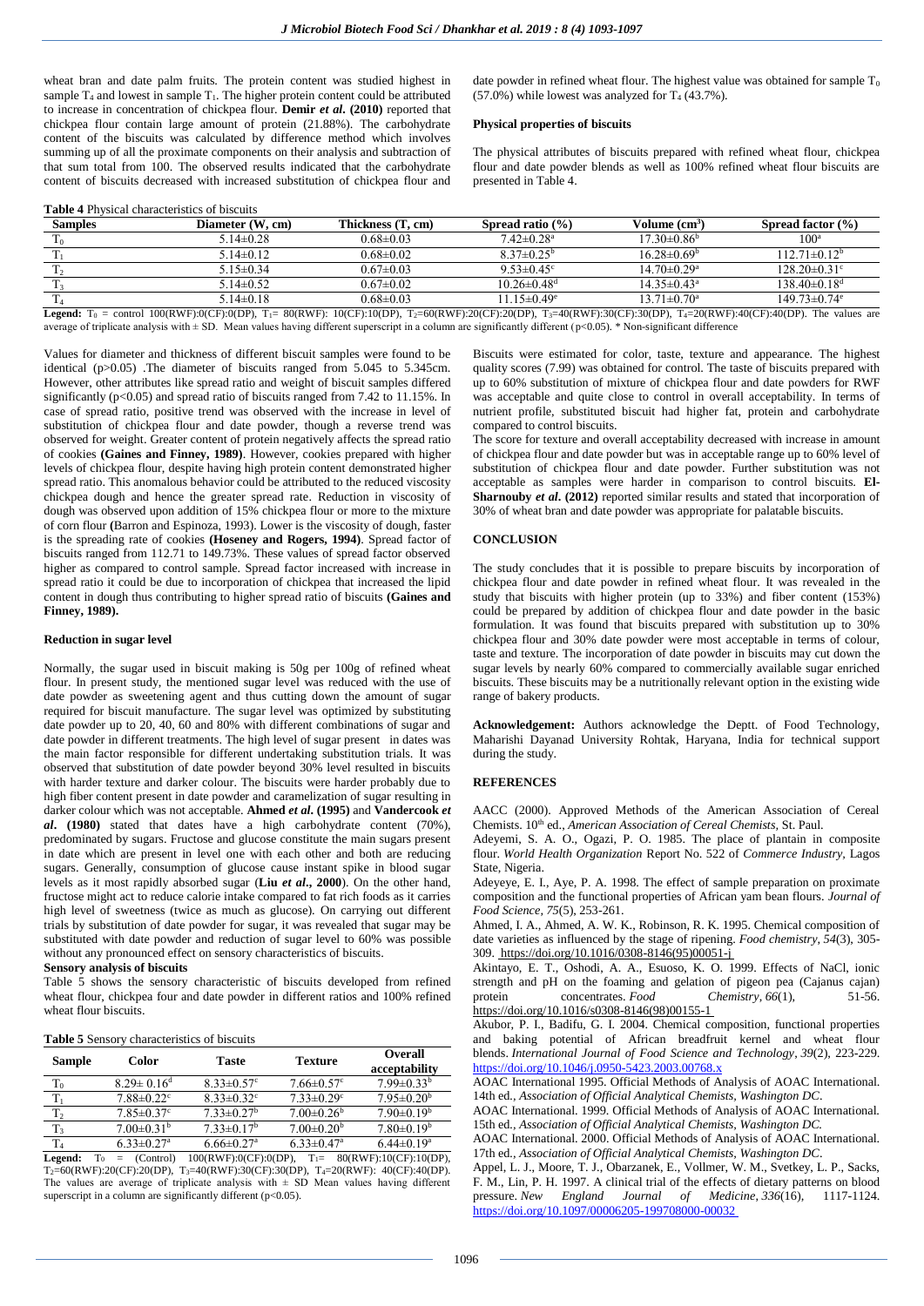wheat bran and date palm fruits. The protein content was studied highest in sample $T_4$ and lowest in sample $T_1$. The higher protein content could be attributed to increase in concentration of chickpea flour. **Demir *et al*. (2010)** reported that chickpea flour contain large amount of protein (21.88%). The carbohydrate content of the biscuits was calculated by difference method which involves summing up of all the proximate components on their analysis and subtraction of that sum total from 100. The observed results indicated that the carbohydrate content of biscuits decreased with increased substitution of chickpea flour and date powder in refined wheat flour. The highest value was obtained for sample $T_0$ (57.0%) while lowest was analyzed for $T_4$ (43.7%).

### Physical properties of biscuits

The physical attributes of biscuits prepared with refined wheat flour, chickpea flour and date powder blends as well as 100% refined wheat flour biscuits are presented in Table 4.

**Table 4** Physical characteristics of biscuits

| Samples | Diameter (W, cm) | Thickness (T, cm) | Spread ratio (%) | Volume ($cm^3$) | Spread factor (%) |
|---|---|---|---|---|---|
| $T_0$ | 5.14±0.28 | 0.68±0.03 | 7.42±0.28[a] | 17.30±0.86[b] | 100[a] |
| $T_1$ | 5.14±0.12 | 0.68±0.02 | 8.37±0.25[b] | 16.28±0.69[b] | 112.71±0.12[b] |
| $T_2$ | 5.15±0.34 | 0.67±0.03 | 9.53±0.45[c] | 14.70±0.29[a] | 128.20±0.31[c] |
| $T_3$ | 5.14±0.52 | 0.67±0.02 | 10.26±0.48[d] | 14.35±0.43[a] | 138.40±0.18[d] |
| $T_4$ | 5.14±0.18 | 0.68±0.03 | 11.15±0.49[e] | 13.71±0.70[a] | 149.73±0.74[e] |

**Legend:** $T_0$ = control 100(RWF):0(CF):0(DP), $T_1$= 80(RWF): 10(CF):10(DP), $T_2$=60(RWF):20(CF):20(DP), $T_3$=40(RWF):30(CF):30(DP), $T_4$=20(RWF):40(CF):40(DP). The values are average of triplicate analysis with ± SD. Mean values having different superscript in a column are significantly different ($p<0.05$). * Non-significant difference

Values for diameter and thickness of different biscuit samples were found to be identical ($p>0.05$) .The diameter of biscuits ranged from 5.045 to 5.345cm. However, other attributes like spread ratio and weight of biscuit samples differed significantly ($p<0.05$) and spread ratio of biscuits ranged from 7.42 to 11.15%. In case of spread ratio, positive trend was observed with the increase in level of substitution of chickpea flour and date powder, though a reverse trend was observed for weight. Greater content of protein negatively affects the spread ratio of cookies **(Gaines and Finney, 1989)**. However, cookies prepared with higher levels of chickpea flour, despite having high protein content demonstrated higher spread ratio. This anomalous behavior could be attributed to the reduced viscosity chickpea dough and hence the greater spread rate. Reduction in viscosity of dough was observed upon addition of 15% chickpea flour or more to the mixture of corn flour **(**Barron and Espinoza, 1993). Lower is the viscosity of dough, faster is the spreading rate of cookies **(Hoseney and Rogers, 1994)**. Spread factor of biscuits ranged from 112.71 to 149.73. These values of spread factor observed higher as compared to control sample. Spread factor increased with increase in spread ratio it could be due to incorporation of chickpea that increased the lipid content in dough thus contributing to higher spread ratio of biscuits **(Gaines and Finney, 1989).**

### Reduction in sugar level

Normally, the sugar used in biscuit making is 50g per 100g of refined wheat flour. In present study, the mentioned sugar level was reduced with the use of date powder as sweetening agent and thus cutting down the amount of sugar required for biscuit manufacture. The sugar level was optimized by substituting date powder up to 20, 40, 60 and 80% with different combinations of sugar and date powder in different treatments. The high level of sugar present in dates was the main factor responsible for different undertaking substitution trials. It was observed that substitution of date powder beyond 30% level resulted in biscuits with harder texture and darker colour. The biscuits were harder probably due to high fiber content present in date powder and caramelization of sugar resulting in darker colour which was not acceptable. **Ahmed *et al*. (1995)** and **Vandercook *et al*. (1980)** stated that dates have a high carbohydrate content (70%), predominated by sugars. Fructose and glucose constitute the main sugars present in date which are present in level one with each other and both are reducing sugars. Generally, consumption of glucose cause instant spike in blood sugar levels as it most rapidly absorbed sugar (**Liu *et al***., **2000**). On the other hand, fructose might act to reduce calorie intake compared to fat rich foods as it carries high level of sweetness (twice as much as glucose). On carrying out different trials by substitution of date powder for sugar, it was revealed that sugar may be substituted with date powder and reduction of sugar level to 60% was possible without any pronounced effect on sensory characteristics of biscuits.

### Sensory analysis of biscuits

Table 5 shows the sensory characteristic of biscuits developed from refined wheat flour, chickpea four and date powder in different ratios and 100% refined wheat flour biscuits.

**Table 5** Sensory characteristics of biscuits

| Sample | Color | Taste | Texture | Overall acceptability |
|---|---|---|---|---|
| $T_0$ | 8.29± 0.16[d] | 8.33±0.57[c] | 7.66±0.57[c] | 7.99±0.33[b] |
| $T_1$ | 7.88±0.22[c] | 8.33±0.32[c] | 7.33±0.29[c] | 7.95±0.20[b] |
| $T_2$ | 7.85±0.37[c] | 7.33±0.27[b] | 7.00±0.26[b] | 7.90±0.19[b] |
| $T_3$ | 7.00±0.31[b] | 7.33±0.17[b] | 7.00±0.20[b] | 7.80±0.19[b] |
| $T_4$ | 6.33±0.27[a] | 6.66±0.27[a] | 6.33±0.47[a] | 6.44±0.19[a] |

**Legend:** $T_0$ = (Control) 100(RWF):0(CF):0(DP), $T_1$= 80(RWF):10(CF):10(DP), $T_2$=60(RWF):20(CF):20(DP), $T_3$=40(RWF):30(CF):30(DP), $T_4$=20(RWF): 40(CF):40(DP). The values are average of triplicate analysis with ± SD Mean values having different superscript in a column are significantly different ($p<0.05$).

Biscuits were estimated for color, taste, texture and appearance. The highest quality scores (7.99) was obtained for control. The taste of biscuits prepared with up to 60% substitution of mixture of chickpea flour and date powders for RWF was acceptable and quite close to control in overall acceptability. In terms of nutrient profile, substituted biscuit had higher fat, protein and carbohydrate compared to control biscuits.

The score for texture and overall acceptability decreased with increase in amount of chickpea flour and date powder but was in acceptable range up to 60% level of substitution of chickpea flour and date powder. Further substitution was not acceptable as samples were harder in comparison to control biscuits. **El-Sharnouby *et al*. (2012)** reported similar results and stated that incorporation of 30% of wheat bran and date powder was appropriate for palatable biscuits.

## CONCLUSION

The study concludes that it is possible to prepare biscuits by incorporation of chickpea flour and date powder in refined wheat flour. It was revealed in the study that biscuits with higher protein (up to 33%) and fiber content (153%) could be prepared by addition of chickpea flour and date powder in the basic formulation. It was found that biscuits prepared with substitution up to 30% chickpea flour and 30% date powder were most acceptable in terms of colour, taste and texture. The incorporation of date powder in biscuits may cut down the sugar levels by nearly 60% compared to commercially available sugar enriched biscuits. These biscuits may be a nutritionally relevant option in the existing wide range of bakery products.

**Acknowledgement:** Authors acknowledge the Deptt. of Food Technology, Maharishi Dayanad University Rohtak, Haryana, India for technical support during the study.

## REFERENCES

AACC (2000). Approved Methods of the American Association of Cereal Chemists. 10th ed., *American Association of Cereal Chemists*, St. Paul.

Adeyemi, S. A. O., Ogazi, P. O. 1985. The place of plantain in composite flour. *World Health Organization* Report No. 522 of *Commerce Industry*, Lagos State, Nigeria.

Adeyeye, E. I., Aye, P. A. 1998. The effect of sample preparation on proximate composition and the functional properties of African yam bean flours. *Journal of Food Science*, *75*(5), 253-261.

Ahmed, I. A., Ahmed, A. W. K., Robinson, R. K. 1995. Chemical composition of date varieties as influenced by the stage of ripening. *Food chemistry, 54*(3), 305-309. https://doi.org/10.1016/0308-8146(95)00051-j

Akintayo, E. T., Oshodi, A. A., Esuoso, K. O. 1999. Effects of NaCl, ionic strength and pH on the foaming and gelation of pigeon pea (Cajanus cajan) protein concentrates. *Food Chemistry*, *66*(1), 51-56. https://doi.org/10.1016/s0308-8146(98)00155-1

Akubor, P. I., Badifu, G. I. 2004. Chemical composition, functional properties and baking potential of African breadfruit kernel and wheat flour blends. *International Journal of Food Science and Technology*, *39*(2), 223-229. https://doi.org/10.1046/j.0950-5423.2003.00768.x

AOAC International 1995. Official Methods of Analysis of AOAC International. 14th ed., *Association of Official Analytical Chemists, Washington DC*.

AOAC International. 1999. Official Methods of Analysis of AOAC International. 15th ed., *Association of Official Analytical Chemists, Washington DC.*

AOAC International. 2000. Official Methods of Analysis of AOAC International. 17th ed., *Association of Official Analytical Chemists, Washington DC*.

Appel, L. J., Moore, T. J., Obarzanek, E., Vollmer, W. M., Svetkey, L. P., Sacks, F. M., Lin, P. H. 1997. A clinical trial of the effects of dietary patterns on blood pressure. *New England Journal of Medicine*, *336*(16), 1117-1124. https://doi.org/10.1097/00006205-199708000-00032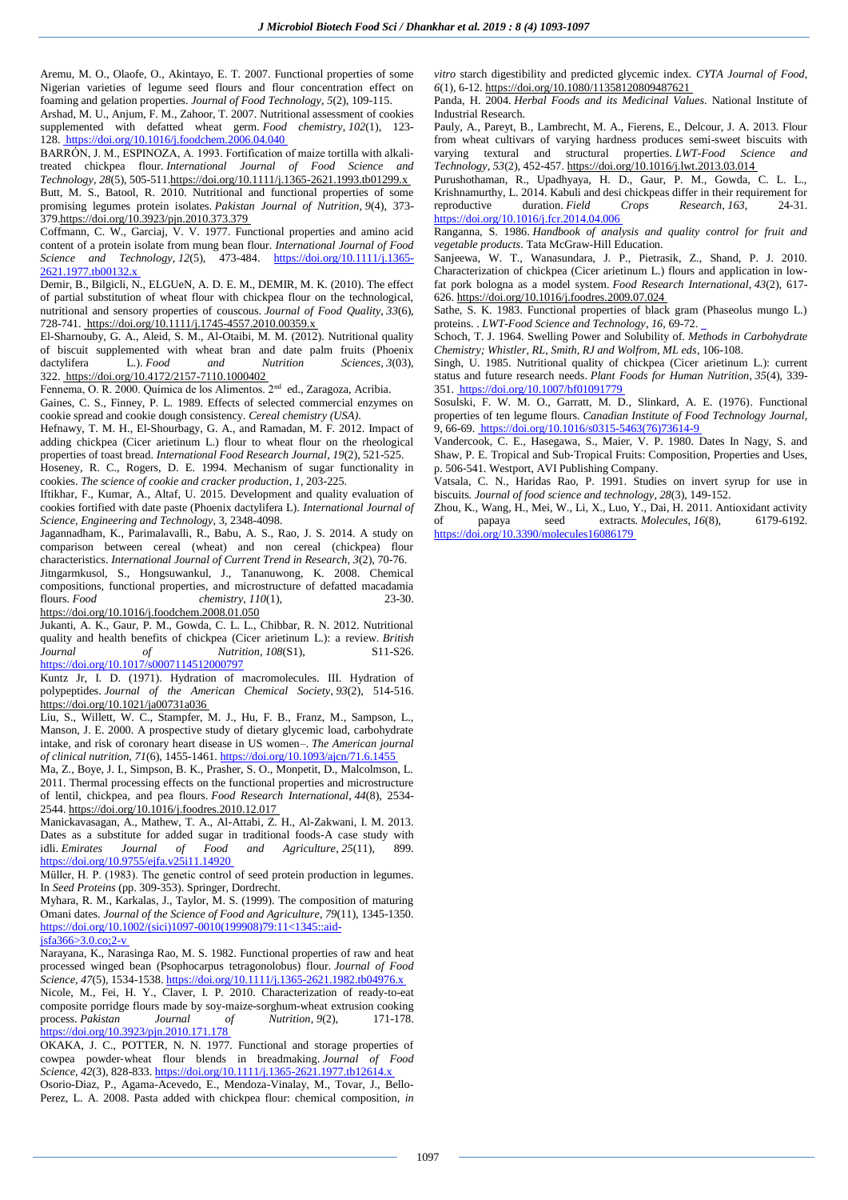Aremu, M. O., Olaofe, O., Akintayo, E. T. 2007. Functional properties of some Nigerian varieties of legume seed flours and flour concentration effect on foaming and gelation properties. *Journal of Food Technology*, *5*(2), 109-115.

Arshad, M. U., Anjum, F. M., Zahoor, T. 2007. Nutritional assessment of cookies supplemented with defatted wheat germ. *Food chemistry*, *102*(1), 123-128. https://doi.org/10.1016/j.foodchem.2006.04.040

BARRÓN, J. M., ESPINOZA, A. 1993. Fortification of maize tortilla with alkali-treated chickpea flour. *International Journal of Food Science and Technology*, *28*(5), 505-511. https://doi.org/10.1111/j.1365-2621.1993.tb01299.x

Butt, M. S., Batool, R. 2010. Nutritional and functional properties of some promising legumes protein isolates. *Pakistan Journal of Nutrition*, *9*(4), 373-379. https://doi.org/10.3923/pjn.2010.373.379

Coffmann, C. W., Garciaj, V. V. 1977. Functional properties and amino acid content of a protein isolate from mung bean flour. *International Journal of Food Science and Technology*, *12*(5), 473-484. https://doi.org/10.1111/j.1365-2621.1977.tb00132.x

Demir, B., Bilgicli, N., ELGUeN, A. D. E. M., DEMIR, M. K. (2010). The effect of partial substitution of wheat flour with chickpea flour on the technological, nutritional and sensory properties of couscous. *Journal of Food Quality*, *33*(6), 728-741. https://doi.org/10.1111/j.1745-4557.2010.00359.x

El-Sharnouby, G. A., Aleid, S. M., Al-Otaibi, M. M. (2012). Nutritional quality of biscuit supplemented with wheat bran and date palm fruits (Phoenix dactylifera L.). *Food and Nutrition Sciences*, *3*(03), 322. https://doi.org/10.4172/2157-7110.1000402

Fennema, O. R. 2000. Química de los Alimentos. 2nd ed., Zaragoza, Acribia.

Gaines, C. S., Finney, P. L. 1989. Effects of selected commercial enzymes on cookie spread and cookie dough consistency. *Cereal chemistry (USA)*.

Hefnawy, T. M. H., El-Shourbagy, G. A., and Ramadan, M. F. 2012. Impact of adding chickpea (Cicer arietinum L.) flour to wheat flour on the rheological properties of toast bread. *International Food Research Journal*, *19*(2), 521-525.

Hoseney, R. C., Rogers, D. E. 1994. Mechanism of sugar functionality in cookies. *The science of cookie and cracker production*, *1*, 203-225.

Iftikhar, F., Kumar, A., Altaf, U. 2015. Development and quality evaluation of cookies fortified with date paste (Phoenix dactylifera L). *International Journal of Science, Engineering and Technology*, 3, 2348-4098.

Jagannadham, K., Parimalavalli, R., Babu, A. S., Rao, J. S. 2014. A study on comparison between cereal (wheat) and non cereal (chickpea) flour characteristics. *International Journal of Current Trend in Research*, *3*(2), 70-76.

Jitngarmkusol, S., Hongsuwankul, J., Tananuwong, K. 2008. Chemical compositions, functional properties, and microstructure of defatted macadamia flours. *Food chemistry*, *110*(1), 23-30. https://doi.org/10.1016/j.foodchem.2008.01.050

Jukanti, A. K., Gaur, P. M., Gowda, C. L. L., Chibbar, R. N. 2012. Nutritional quality and health benefits of chickpea (Cicer arietinum L.): a review. *British Journal of Nutrition*, *108*(S1), S11-S26. https://doi.org/10.1017/s0007114512000797

Kuntz Jr, I. D. (1971). Hydration of macromolecules. III. Hydration of polypeptides. *Journal of the American Chemical Society*, *93*(2), 514-516. https://doi.org/10.1021/ja00731a036

Liu, S., Willett, W. C., Stampfer, M. J., Hu, F. B., Franz, M., Sampson, L., Manson, J. E. 2000. A prospective study of dietary glycemic load, carbohydrate intake, and risk of coronary heart disease in US women–. *The American journal of clinical nutrition*, *71*(6), 1455-1461. https://doi.org/10.1093/ajcn/71.6.1455

Ma, Z., Boye, J. I., Simpson, B. K., Prasher, S. O., Monpetit, D., Malcolmson, L. 2011. Thermal processing effects on the functional properties and microstructure of lentil, chickpea, and pea flours. *Food Research International*, *44*(8), 2534-2544. https://doi.org/10.1016/j.foodres.2010.12.017

Manickavasagan, A., Mathew, T. A., Al-Attabi, Z. H., Al-Zakwani, I. M. 2013. Dates as a substitute for added sugar in traditional foods-A case study with idli. *Emirates Journal of Food and Agriculture*, *25*(11), 899. https://doi.org/10.9755/ejfa.v25i11.14920

Müller, H. P. (1983). The genetic control of seed protein production in legumes. In *Seed Proteins* (pp. 309-353). Springer, Dordrecht.

Myhara, R. M., Karkalas, J., Taylor, M. S. (1999). The composition of maturing Omani dates. *Journal of the Science of Food and Agriculture*, *79*(11), 1345-1350. https://doi.org/10.1002/(sici)1097-0010(199908)79:11<1345::aid-jsfa366>3.0.co;2-v

Narayana, K., Narasinga Rao, M. S. 1982. Functional properties of raw and heat processed winged bean (Psophocarpus tetragonolobus) flour. *Journal of Food Science*, *47*(5), 1534-1538. https://doi.org/10.1111/j.1365-2621.1982.tb04976.x

Nicole, M., Fei, H. Y., Claver, I. P. 2010. Characterization of ready-to-eat composite porridge flours made by soy-maize-sorghum-wheat extrusion cooking process. *Pakistan Journal of Nutrition*, *9*(2), 171-178. https://doi.org/10.3923/pjn.2010.171.178

OKAKA, J. C., POTTER, N. N. 1977. Functional and storage properties of cowpea powder-wheat flour blends in breadmaking. *Journal of Food Science*, *42*(3), 828-833. https://doi.org/10.1111/j.1365-2621.1977.tb12614.x

Osorio-Diaz, P., Agama-Acevedo, E., Mendoza-Vinalay, M., Tovar, J., Bello-Perez, L. A. 2008. Pasta added with chickpea flour: chemical composition, *in vitro* starch digestibility and predicted glycemic index. *CYTA Journal of Food*, *6*(1), 6-12. https://doi.org/10.1080/11358120809487621

Panda, H. 2004. *Herbal Foods and its Medicinal Values*. National Institute of Industrial Research.

Pauly, A., Pareyt, B., Lambrecht, M. A., Fierens, E., Delcour, J. A. 2013. Flour from wheat cultivars of varying hardness produces semi-sweet biscuits with varying textural and structural properties. *LWT-Food Science and Technology*, *53*(2), 452-457. https://doi.org/10.1016/j.lwt.2013.03.014

Purushothaman, R., Upadhyaya, H. D., Gaur, P. M., Gowda, C. L. L., Krishnamurthy, L. 2014. Kabuli and desi chickpeas differ in their requirement for reproductive duration. *Field Crops Research*, *163*, 24-31. https://doi.org/10.1016/j.fcr.2014.04.006

Ranganna, S. 1986. *Handbook of analysis and quality control for fruit and vegetable products*. Tata McGraw-Hill Education.

Sanjeewa, W. T., Wanasundara, J. P., Pietrasik, Z., Shand, P. J. 2010. Characterization of chickpea (Cicer arietinum L.) flours and application in low-fat pork bologna as a model system. *Food Research International*, *43*(2), 617-626. https://doi.org/10.1016/j.foodres.2009.07.024

Sathe, S. K. 1983. Functional properties of black gram (Phaseolus mungo L.) proteins. . *LWT-Food Science and Technology*, *16*, 69-72.

Schoch, T. J. 1964. Swelling Power and Solubility of. *Methods in Carbohydrate Chemistry; Whistler, RL, Smith, RJ and Wolfrom, ML eds*, 106-108.

Singh, U. 1985. Nutritional quality of chickpea (Cicer arietinum L.): current status and future research needs. *Plant Foods for Human Nutrition*, *35*(4), 339-351. https://doi.org/10.1007/bf01091779

Sosulski, F. W. M. O., Garratt, M. D., Slinkard, A. E. (1976). Functional properties of ten legume flours. *Canadian Institute of Food Technology Journal*, 9, 66-69. https://doi.org/10.1016/s0315-5463(76)73614-9

Vandercook, C. E., Hasegawa, S., Maier, V. P. 1980. Dates In Nagy, S. and Shaw, P. E. Tropical and Sub-Tropical Fruits: Composition, Properties and Uses, p. 506-541. Westport, AVI Publishing Company.

Vatsala, C. N., Haridas Rao, P. 1991. Studies on invert syrup for use in biscuits. *Journal of food science and technology*, *28*(3), 149-152.

Zhou, K., Wang, H., Mei, W., Li, X., Luo, Y., Dai, H. 2011. Antioxidant activity of papaya seed extracts. *Molecules*, *16*(8), 6179-6192. https://doi.org/10.3390/molecules16086179